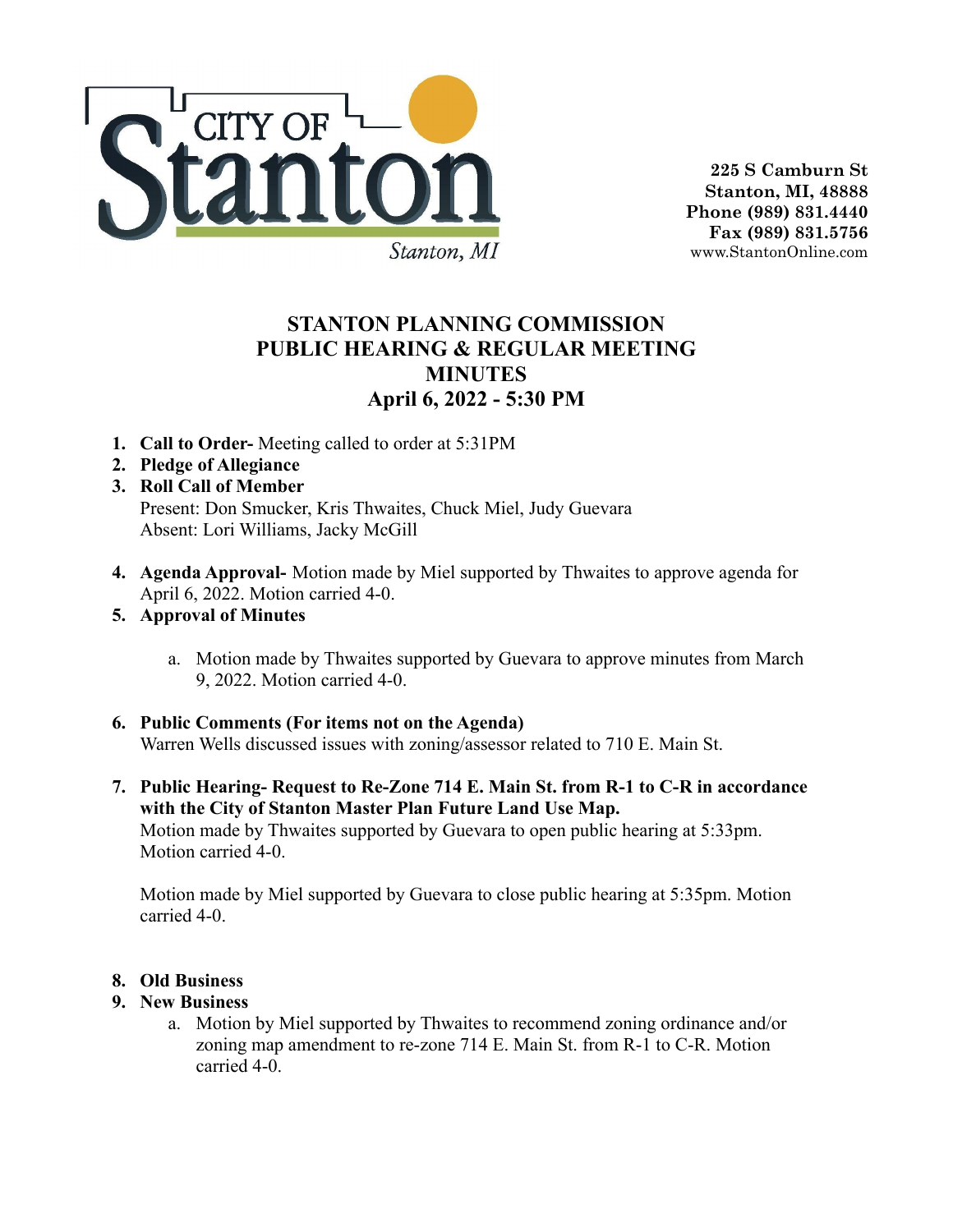CITY OF Stanton

Stanton, MI

**225 S Camburn St**
**Stanton, MI, 48888**
**Phone (989) 831.4440**
**Fax (989) 831.5756**
www.StantonOnline.com

# STANTON PLANNING COMMISSION PUBLIC HEARING & REGULAR MEETING MINUTES

## April 6, 2022 - 5:30 PM

1. **Call to Order-** Meeting called to order at 5:31PM
2. **Pledge of Allegiance**
3. **Roll Call of Member**
   Present: Don Smucker, Kris Thwaites, Chuck Miel, Judy Guevara
   Absent: Lori Williams, Jacky McGill
4. **Agenda Approval-** Motion made by Miel supported by Thwaites to approve agenda for April 6, 2022. Motion carried 4-0.
5. **Approval of Minutes**
   a. Motion made by Thwaites supported by Guevara to approve minutes from March 9, 2022. Motion carried 4-0.
6. **Public Comments (For items not on the Agenda)**
   Warren Wells discussed issues with zoning/assessor related to 710 E. Main St.
7. **Public Hearing- Request to Re-Zone 714 E. Main St. from R-1 to C-R in accordance with the City of Stanton Master Plan Future Land Use Map.**
   Motion made by Thwaites supported by Guevara to open public hearing at 5:33pm. Motion carried 4-0.

   Motion made by Miel supported by Guevara to close public hearing at 5:35pm. Motion carried 4-0.
8. **Old Business**
9. **New Business**
   a. Motion by Miel supported by Thwaites to recommend zoning ordinance and/or zoning map amendment to re-zone 714 E. Main St. from R-1 to C-R. Motion carried 4-0.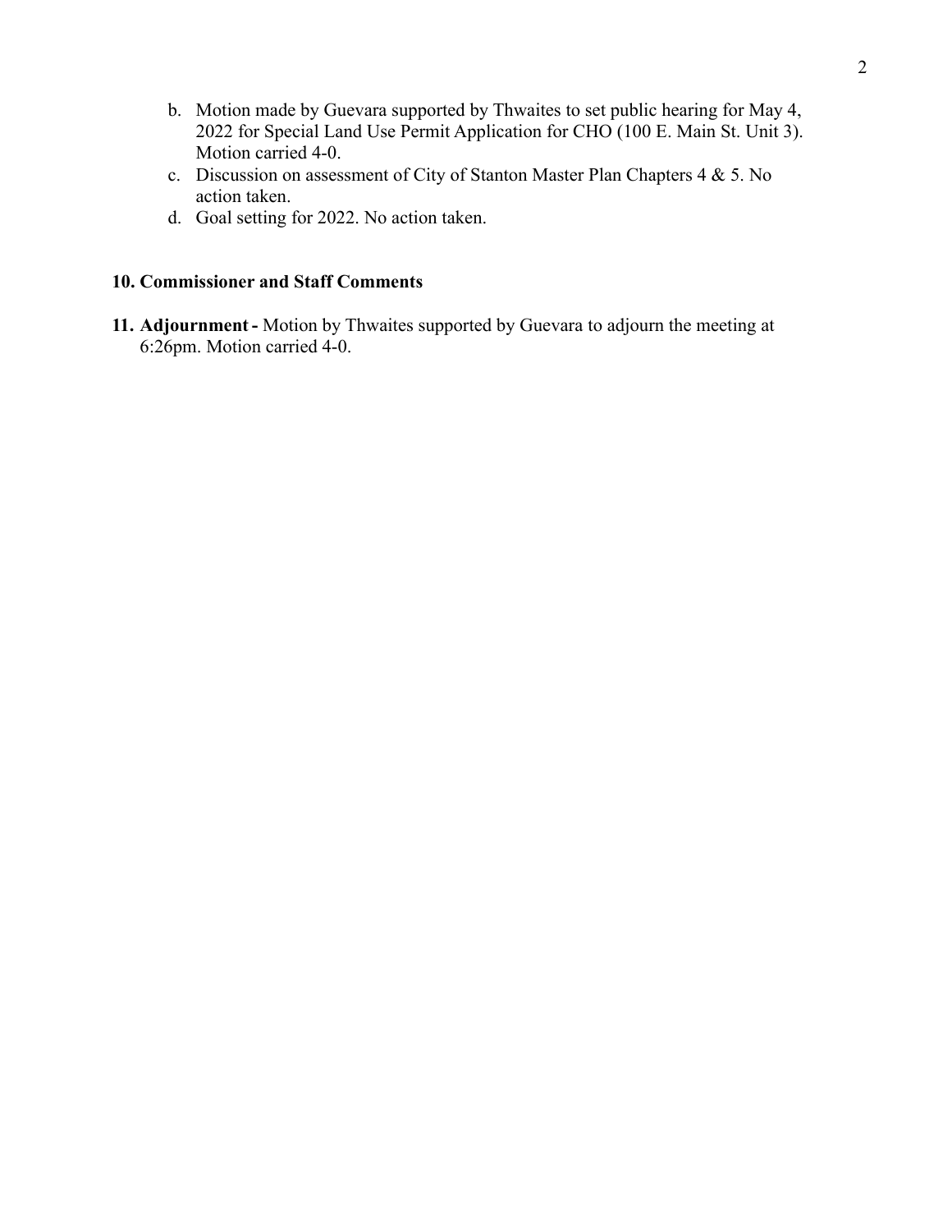b. Motion made by Guevara supported by Thwaites to set public hearing for May 4, 2022 for Special Land Use Permit Application for CHO (100 E. Main St. Unit 3). Motion carried 4-0.
c. Discussion on assessment of City of Stanton Master Plan Chapters 4 & 5. No action taken.
d. Goal setting for 2022. No action taken.

**10. Commissioner and Staff Comments**

**11. Adjournment -** Motion by Thwaites supported by Guevara to adjourn the meeting at 6:26pm. Motion carried 4-0.